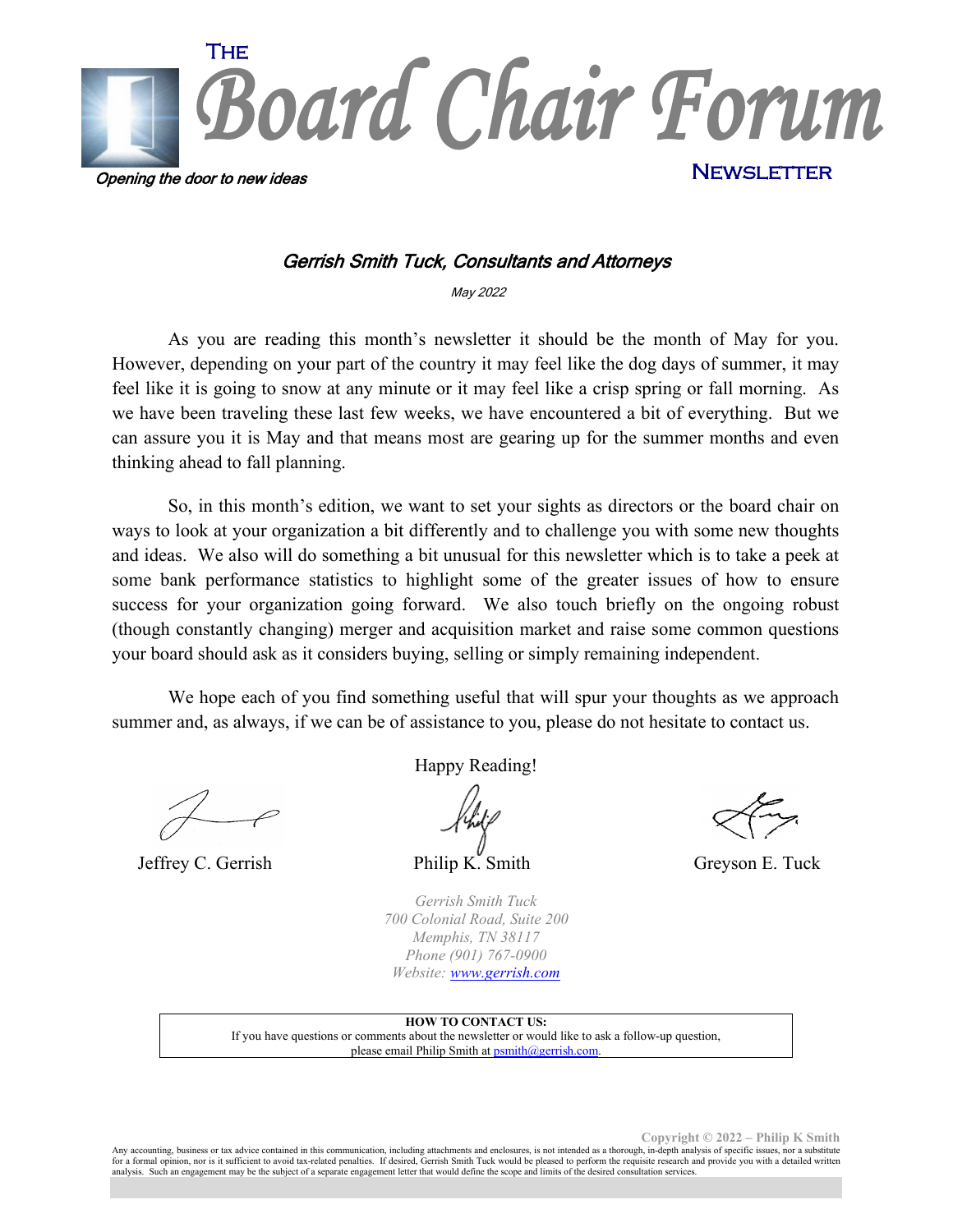# The Board Chair Forum Newsletter

*Opening the door to new ideas*

### *Gerrish Smith Tuck, Consultants and Attorneys*

*May 2022*

As you are reading this month's newsletter it should be the month of May for you. However, depending on your part of the country it may feel like the dog days of summer, it may feel like it is going to snow at any minute or it may feel like a crisp spring or fall morning. As we have been traveling these last few weeks, we have encountered a bit of everything. But we can assure you it is May and that means most are gearing up for the summer months and even thinking ahead to fall planning.

So, in this month's edition, we want to set your sights as directors or the board chair on ways to look at your organization a bit differently and to challenge you with some new thoughts and ideas. We also will do something a bit unusual for this newsletter which is to take a peek at some bank performance statistics to highlight some of the greater issues of how to ensure success for your organization going forward. We also touch briefly on the ongoing robust (though constantly changing) merger and acquisition market and raise some common questions your board should ask as it considers buying, selling or simply remaining independent.

We hope each of you find something useful that will spur your thoughts as we approach summer and, as always, if we can be of assistance to you, please do not hesitate to contact us.

Happy Reading!

Jeffrey C. Gerrish — Philip K. Smith — Greyson E. Tuck

*Gerrish Smith Tuck*
*700 Colonial Road, Suite 200*
*Memphis, TN 38117*
*Phone (901) 767-0900*
*Website: www.gerrish.com*

**HOW TO CONTACT US:**
If you have questions or comments about the newsletter or would like to ask a follow-up question, please email Philip Smith at psmith@gerrish.com.

Copyright © 2022 – Philip K Smith

Any accounting, business or tax advice contained in this communication, including attachments and enclosures, is not intended as a thorough, in-depth analysis of specific issues, nor a substitute for a formal opinion, nor is it sufficient to avoid tax-related penalties. If desired, Gerrish Smith Tuck would be pleased to perform the requisite research and provide you with a detailed written analysis. Such an engagement may be the subject of a separate engagement letter that would define the scope and limits of the desired consultation services.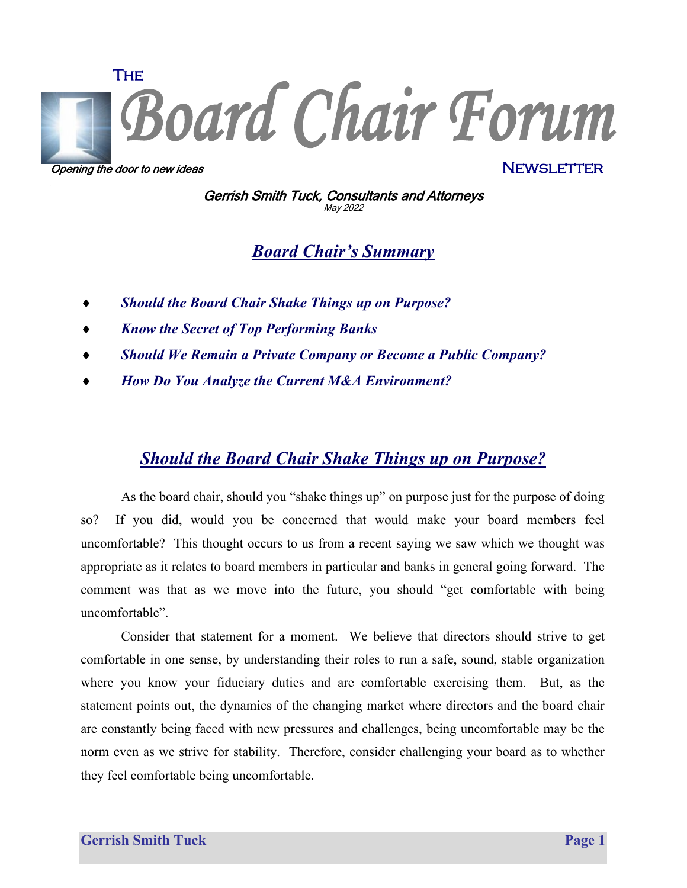# The *Board Chair Forum* Newsletter

*Opening the door to new ideas*

*Gerrish Smith Tuck, Consultants and Attorneys*
*May 2022*

## ***Board Chair's Summary***

- ***Should the Board Chair Shake Things up on Purpose?***
- ***Know the Secret of Top Performing Banks***
- ***Should We Remain a Private Company or Become a Public Company?***
- ***How Do You Analyze the Current M&A Environment?***

## ***Should the Board Chair Shake Things up on Purpose?***

As the board chair, should you "shake things up" on purpose just for the purpose of doing so? If you did, would you be concerned that would make your board members feel uncomfortable? This thought occurs to us from a recent saying we saw which we thought was appropriate as it relates to board members in particular and banks in general going forward. The comment was that as we move into the future, you should "get comfortable with being uncomfortable".

Consider that statement for a moment. We believe that directors should strive to get comfortable in one sense, by understanding their roles to run a safe, sound, stable organization where you know your fiduciary duties and are comfortable exercising them. But, as the statement points out, the dynamics of the changing market where directors and the board chair are constantly being faced with new pressures and challenges, being uncomfortable may be the norm even as we strive for stability. Therefore, consider challenging your board as to whether they feel comfortable being uncomfortable.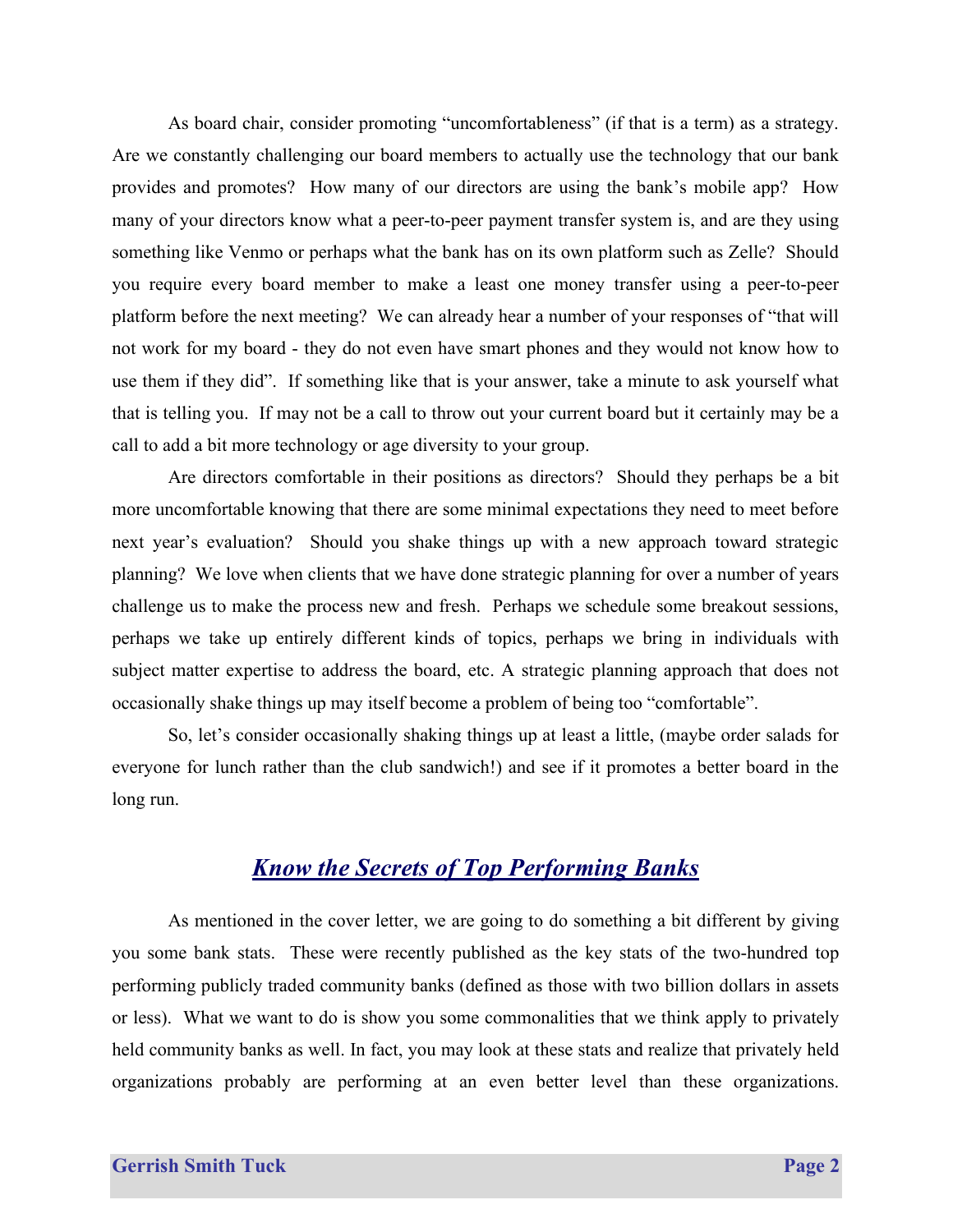As board chair, consider promoting "uncomfortableness" (if that is a term) as a strategy. Are we constantly challenging our board members to actually use the technology that our bank provides and promotes? How many of our directors are using the bank's mobile app? How many of your directors know what a peer-to-peer payment transfer system is, and are they using something like Venmo or perhaps what the bank has on its own platform such as Zelle? Should you require every board member to make a least one money transfer using a peer-to-peer platform before the next meeting? We can already hear a number of your responses of "that will not work for my board - they do not even have smart phones and they would not know how to use them if they did". If something like that is your answer, take a minute to ask yourself what that is telling you. If may not be a call to throw out your current board but it certainly may be a call to add a bit more technology or age diversity to your group.

Are directors comfortable in their positions as directors? Should they perhaps be a bit more uncomfortable knowing that there are some minimal expectations they need to meet before next year's evaluation? Should you shake things up with a new approach toward strategic planning? We love when clients that we have done strategic planning for over a number of years challenge us to make the process new and fresh. Perhaps we schedule some breakout sessions, perhaps we take up entirely different kinds of topics, perhaps we bring in individuals with subject matter expertise to address the board, etc. A strategic planning approach that does not occasionally shake things up may itself become a problem of being too "comfortable".

So, let's consider occasionally shaking things up at least a little, (maybe order salads for everyone for lunch rather than the club sandwich!) and see if it promotes a better board in the long run.

## ***Know the Secrets of Top Performing Banks***

As mentioned in the cover letter, we are going to do something a bit different by giving you some bank stats. These were recently published as the key stats of the two-hundred top performing publicly traded community banks (defined as those with two billion dollars in assets or less). What we want to do is show you some commonalities that we think apply to privately held community banks as well. In fact, you may look at these stats and realize that privately held organizations probably are performing at an even better level than these organizations.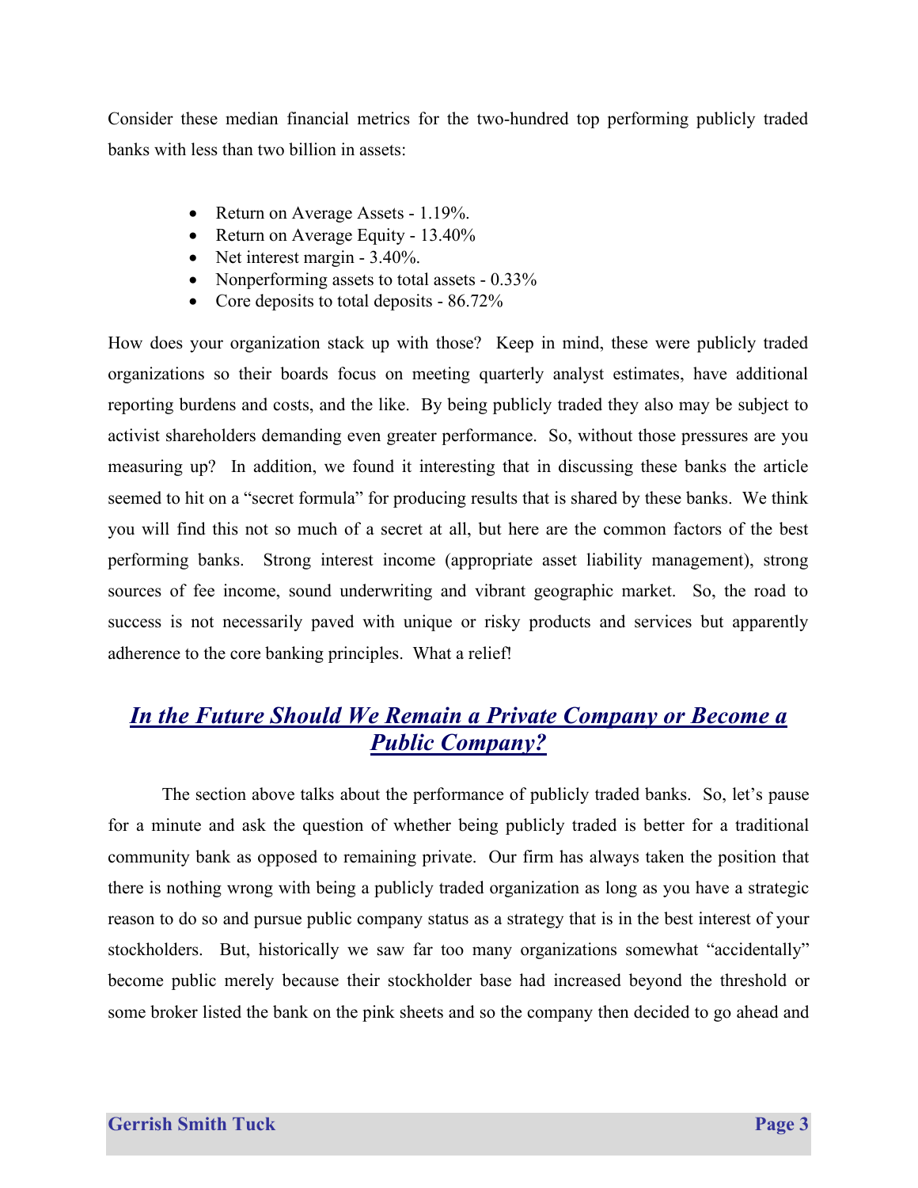Consider these median financial metrics for the two-hundred top performing publicly traded banks with less than two billion in assets:

- Return on Average Assets - 1.19%.
- Return on Average Equity - 13.40%
- Net interest margin - 3.40%.
- Nonperforming assets to total assets - 0.33%
- Core deposits to total deposits - 86.72%

How does your organization stack up with those? Keep in mind, these were publicly traded organizations so their boards focus on meeting quarterly analyst estimates, have additional reporting burdens and costs, and the like. By being publicly traded they also may be subject to activist shareholders demanding even greater performance. So, without those pressures are you measuring up? In addition, we found it interesting that in discussing these banks the article seemed to hit on a "secret formula" for producing results that is shared by these banks. We think you will find this not so much of a secret at all, but here are the common factors of the best performing banks. Strong interest income (appropriate asset liability management), strong sources of fee income, sound underwriting and vibrant geographic market. So, the road to success is not necessarily paved with unique or risky products and services but apparently adherence to the core banking principles. What a relief!

## ***In the Future Should We Remain a Private Company or Become a Public Company?***

The section above talks about the performance of publicly traded banks. So, let's pause for a minute and ask the question of whether being publicly traded is better for a traditional community bank as opposed to remaining private. Our firm has always taken the position that there is nothing wrong with being a publicly traded organization as long as you have a strategic reason to do so and pursue public company status as a strategy that is in the best interest of your stockholders. But, historically we saw far too many organizations somewhat "accidentally" become public merely because their stockholder base had increased beyond the threshold or some broker listed the bank on the pink sheets and so the company then decided to go ahead and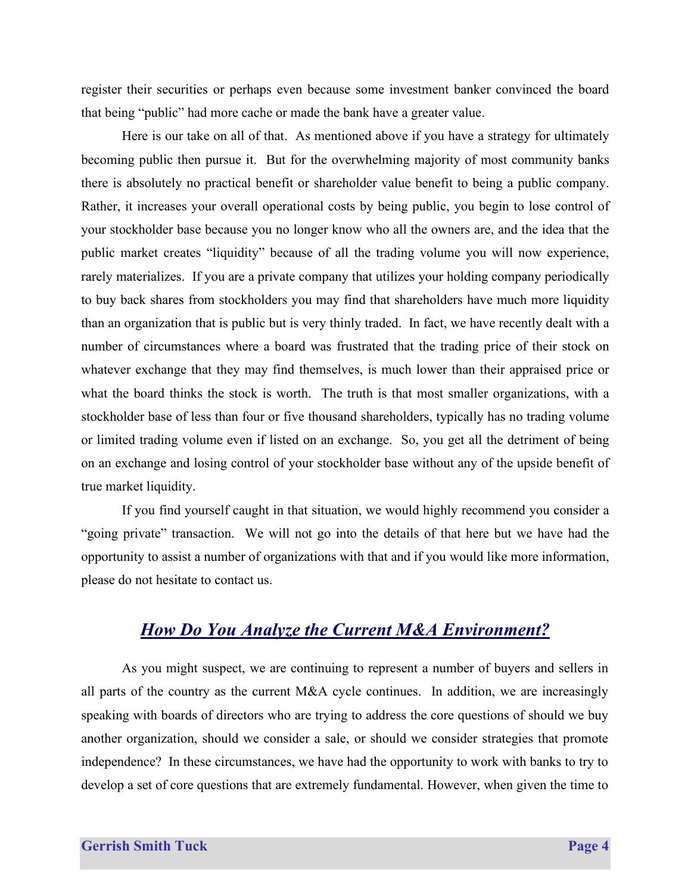register their securities or perhaps even because some investment banker convinced the board that being "public" had more cache or made the bank have a greater value.

Here is our take on all of that. As mentioned above if you have a strategy for ultimately becoming public then pursue it. But for the overwhelming majority of most community banks there is absolutely no practical benefit or shareholder value benefit to being a public company. Rather, it increases your overall operational costs by being public, you begin to lose control of your stockholder base because you no longer know who all the owners are, and the idea that the public market creates "liquidity" because of all the trading volume you will now experience, rarely materializes. If you are a private company that utilizes your holding company periodically to buy back shares from stockholders you may find that shareholders have much more liquidity than an organization that is public but is very thinly traded. In fact, we have recently dealt with a number of circumstances where a board was frustrated that the trading price of their stock on whatever exchange that they may find themselves, is much lower than their appraised price or what the board thinks the stock is worth. The truth is that most smaller organizations, with a stockholder base of less than four or five thousand shareholders, typically has no trading volume or limited trading volume even if listed on an exchange. So, you get all the detriment of being on an exchange and losing control of your stockholder base without any of the upside benefit of true market liquidity.

If you find yourself caught in that situation, we would highly recommend you consider a "going private" transaction. We will not go into the details of that here but we have had the opportunity to assist a number of organizations with that and if you would like more information, please do not hesitate to contact us.

## *How Do You Analyze the Current M&A Environment?*

As you might suspect, we are continuing to represent a number of buyers and sellers in all parts of the country as the current M&A cycle continues. In addition, we are increasingly speaking with boards of directors who are trying to address the core questions of should we buy another organization, should we consider a sale, or should we consider strategies that promote independence? In these circumstances, we have had the opportunity to work with banks to try to develop a set of core questions that are extremely fundamental. However, when given the time to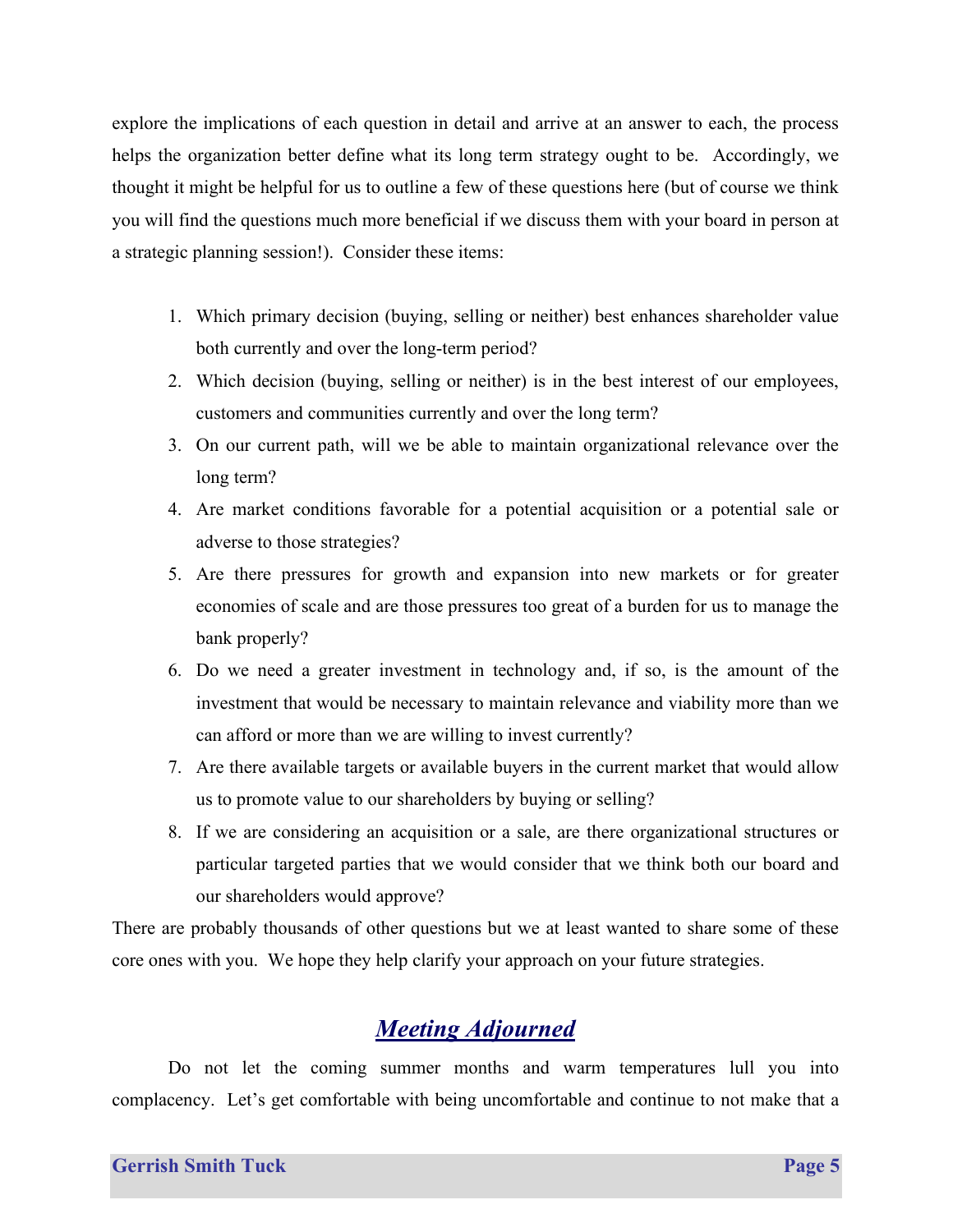explore the implications of each question in detail and arrive at an answer to each, the process helps the organization better define what its long term strategy ought to be. Accordingly, we thought it might be helpful for us to outline a few of these questions here (but of course we think you will find the questions much more beneficial if we discuss them with your board in person at a strategic planning session!). Consider these items:

1. Which primary decision (buying, selling or neither) best enhances shareholder value both currently and over the long-term period?
2. Which decision (buying, selling or neither) is in the best interest of our employees, customers and communities currently and over the long term?
3. On our current path, will we be able to maintain organizational relevance over the long term?
4. Are market conditions favorable for a potential acquisition or a potential sale or adverse to those strategies?
5. Are there pressures for growth and expansion into new markets or for greater economies of scale and are those pressures too great of a burden for us to manage the bank properly?
6. Do we need a greater investment in technology and, if so, is the amount of the investment that would be necessary to maintain relevance and viability more than we can afford or more than we are willing to invest currently?
7. Are there available targets or available buyers in the current market that would allow us to promote value to our shareholders by buying or selling?
8. If we are considering an acquisition or a sale, are there organizational structures or particular targeted parties that we would consider that we think both our board and our shareholders would approve?

There are probably thousands of other questions but we at least wanted to share some of these core ones with you. We hope they help clarify your approach on your future strategies.

## ***Meeting Adjourned***

Do not let the coming summer months and warm temperatures lull you into complacency. Let's get comfortable with being uncomfortable and continue to not make that a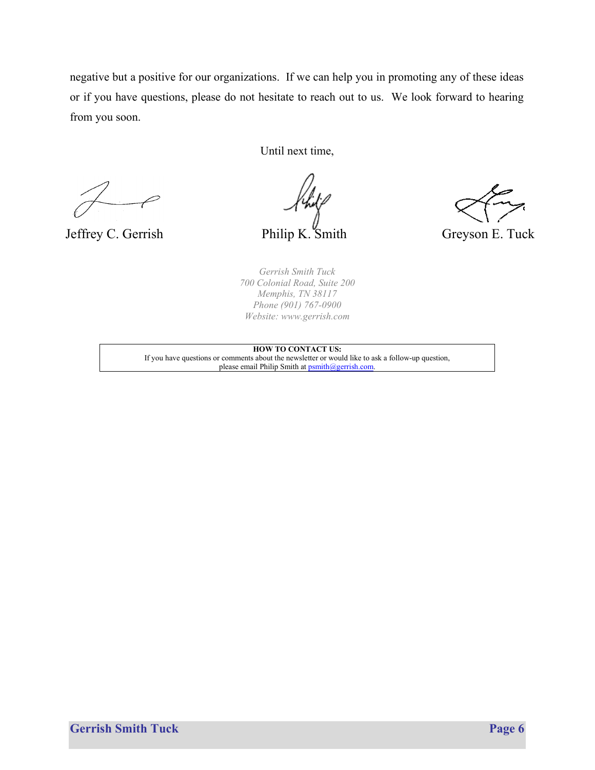negative but a positive for our organizations. If we can help you in promoting any of these ideas or if you have questions, please do not hesitate to reach out to us. We look forward to hearing from you soon.

Until next time,

Jeffrey C. Gerrish | Philip K. Smith | Greyson E. Tuck

*Gerrish Smith Tuck*
*700 Colonial Road, Suite 200*
*Memphis, TN 38117*
*Phone (901) 767-0900*
*Website: www.gerrish.com*

**HOW TO CONTACT US:**
If you have questions or comments about the newsletter or would like to ask a follow-up question, please email Philip Smith at psmith@gerrish.com.